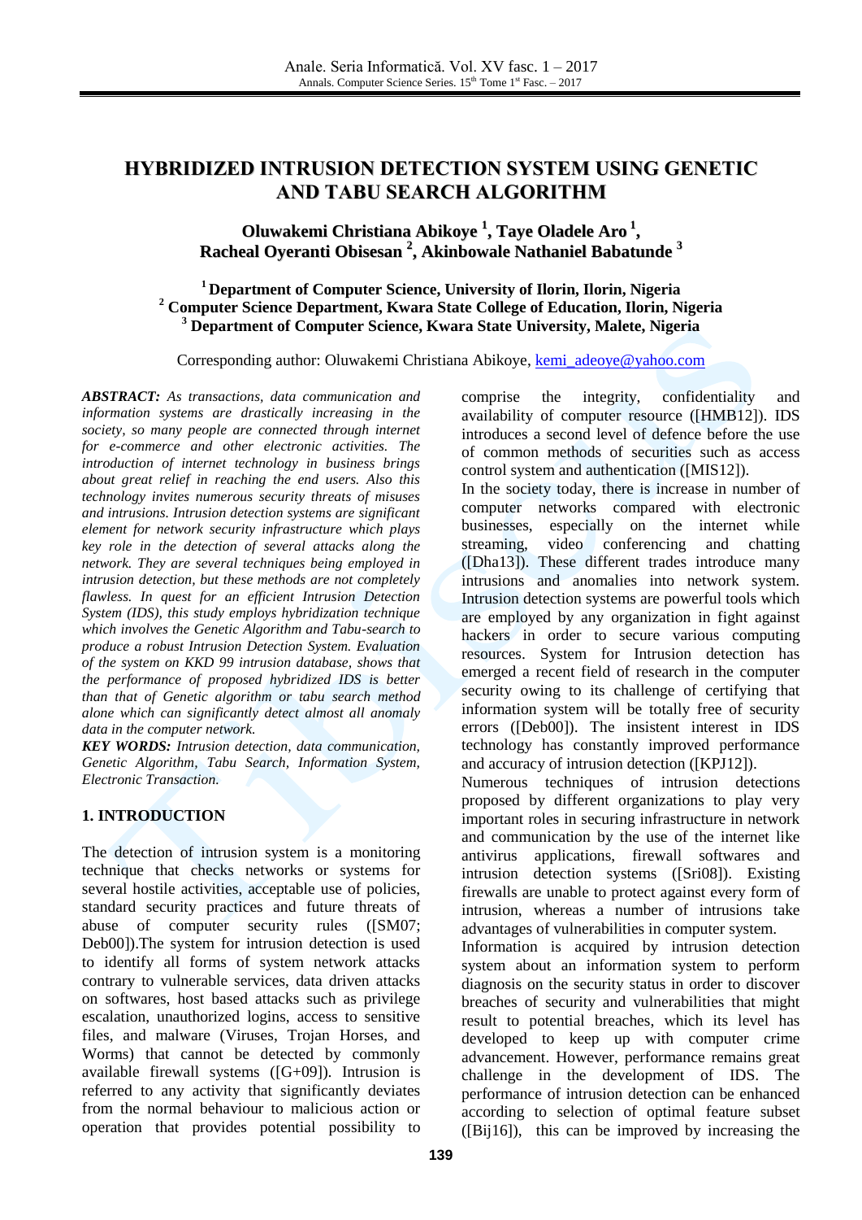# HYBRIDIZED INTRUSION DETECTION SYSTEM USING GENETIC AND TABU SEARCH ALGORITHM

**Oluwakemi Christiana Abikoye [1], Taye Oladele Aro [1], Racheal Oyeranti Obisesan [2], Akinbowale Nathaniel Babatunde [3]**

**[1] Department of Computer Science, University of Ilorin, Ilorin, Nigeria**
**[2] Computer Science Department, Kwara State College of Education, Ilorin, Nigeria**
**[3] Department of Computer Science, Kwara State University, Malete, Nigeria**

Corresponding author: Oluwakemi Christiana Abikoye, kemi_adeoye@yahoo.com

***ABSTRACT:*** *As transactions, data communication and information systems are drastically increasing in the society, so many people are connected through internet for e-commerce and other electronic activities. The introduction of internet technology in business brings about great relief in reaching the end users. Also this technology invites numerous security threats of misuses and intrusions. Intrusion detection systems are significant element for network security infrastructure which plays key role in the detection of several attacks along the network. They are several techniques being employed in intrusion detection, but these methods are not completely flawless. In quest for an efficient Intrusion Detection System (IDS), this study employs hybridization technique which involves the Genetic Algorithm and Tabu-search to produce a robust Intrusion Detection System. Evaluation of the system on KKD 99 intrusion database, shows that the performance of proposed hybridized IDS is better than that of Genetic algorithm or tabu search method alone which can significantly detect almost all anomaly data in the computer network.*

***KEY WORDS:*** *Intrusion detection, data communication, Genetic Algorithm, Tabu Search, Information System, Electronic Transaction.*

## 1. INTRODUCTION

The detection of intrusion system is a monitoring technique that checks networks or systems for several hostile activities, acceptable use of policies, standard security practices and future threats of abuse of computer security rules ([SM07; Deb00]).The system for intrusion detection is used to identify all forms of system network attacks contrary to vulnerable services, data driven attacks on softwares, host based attacks such as privilege escalation, unauthorized logins, access to sensitive files, and malware (Viruses, Trojan Horses, and Worms) that cannot be detected by commonly available firewall systems ([G+09]). Intrusion is referred to any activity that significantly deviates from the normal behaviour to malicious action or operation that provides potential possibility to comprise the integrity, confidentiality and availability of computer resource ([HMB12]). IDS introduces a second level of defence before the use of common methods of securities such as access control system and authentication ([MIS12]).

In the society today, there is increase in number of computer networks compared with electronic businesses, especially on the internet while streaming, video conferencing and chatting ([Dha13]). These different trades introduce many intrusions and anomalies into network system. Intrusion detection systems are powerful tools which are employed by any organization in fight against hackers in order to secure various computing resources. System for Intrusion detection has emerged a recent field of research in the computer security owing to its challenge of certifying that information system will be totally free of security errors ([Deb00]). The insistent interest in IDS technology has constantly improved performance and accuracy of intrusion detection ([KPJ12]).

Numerous techniques of intrusion detections proposed by different organizations to play very important roles in securing infrastructure in network and communication by the use of the internet like antivirus applications, firewall softwares and intrusion detection systems ([Sri08]). Existing firewalls are unable to protect against every form of intrusion, whereas a number of intrusions take advantages of vulnerabilities in computer system.

Information is acquired by intrusion detection system about an information system to perform diagnosis on the security status in order to discover breaches of security and vulnerabilities that might result to potential breaches, which its level has developed to keep up with computer crime advancement. However, performance remains great challenge in the development of IDS. The performance of intrusion detection can be enhanced according to selection of optimal feature subset ([Bij16]), this can be improved by increasing the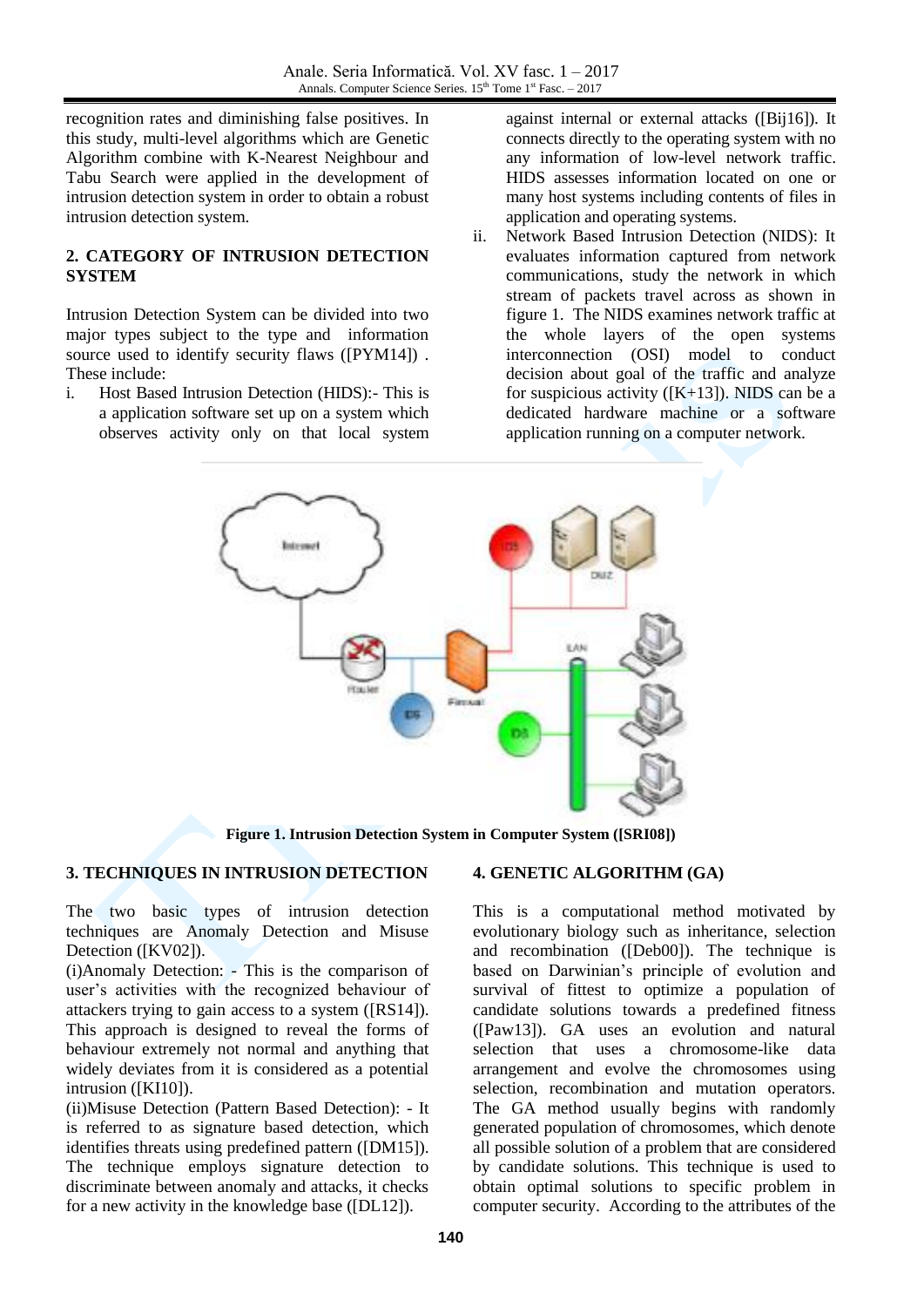recognition rates and diminishing false positives. In this study, multi-level algorithms which are Genetic Algorithm combine with K-Nearest Neighbour and Tabu Search were applied in the development of intrusion detection system in order to obtain a robust intrusion detection system.

## 2. CATEGORY OF INTRUSION DETECTION SYSTEM

Intrusion Detection System can be divided into two major types subject to the type and information source used to identify security flaws ([PYM14]) . These include:

i. Host Based Intrusion Detection (HIDS):- This is a application software set up on a system which observes activity only on that local system against internal or external attacks ([Bij16]). It connects directly to the operating system with no any information of low-level network traffic. HIDS assesses information located on one or many host systems including contents of files in application and operating systems.

ii. Network Based Intrusion Detection (NIDS): It evaluates information captured from network communications, study the network in which stream of packets travel across as shown in figure 1. The NIDS examines network traffic at the whole layers of the open systems interconnection (OSI) model to conduct decision about goal of the traffic and analyze for suspicious activity ([K+13]). NIDS can be a dedicated hardware machine or a software application running on a computer network.

**Figure 1. Intrusion Detection System in Computer System ([SRI08])**

## 3. TECHNIQUES IN INTRUSION DETECTION

The two basic types of intrusion detection techniques are Anomaly Detection and Misuse Detection ([KV02]).

(i)Anomaly Detection: - This is the comparison of user's activities with the recognized behaviour of attackers trying to gain access to a system ([RS14]). This approach is designed to reveal the forms of behaviour extremely not normal and anything that widely deviates from it is considered as a potential intrusion ([KI10]).

(ii)Misuse Detection (Pattern Based Detection): - It is referred to as signature based detection, which identifies threats using predefined pattern ([DM15]). The technique employs signature detection to discriminate between anomaly and attacks, it checks for a new activity in the knowledge base ([DL12]).

## 4. GENETIC ALGORITHM (GA)

This is a computational method motivated by evolutionary biology such as inheritance, selection and recombination ([Deb00]). The technique is based on Darwinian's principle of evolution and survival of fittest to optimize a population of candidate solutions towards a predefined fitness ([Paw13]). GA uses an evolution and natural selection that uses a chromosome-like data arrangement and evolve the chromosomes using selection, recombination and mutation operators. The GA method usually begins with randomly generated population of chromosomes, which denote all possible solution of a problem that are considered by candidate solutions. This technique is used to obtain optimal solutions to specific problem in computer security. According to the attributes of the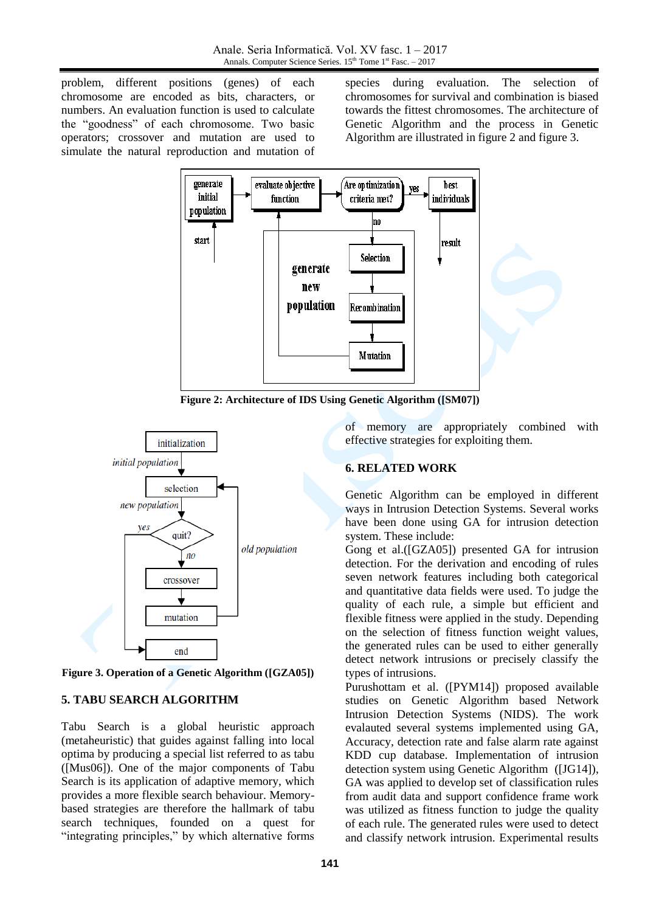problem, different positions (genes) of each chromosome are encoded as bits, characters, or numbers. An evaluation function is used to calculate the "goodness" of each chromosome. Two basic operators; crossover and mutation are used to simulate the natural reproduction and mutation of species during evaluation. The selection of chromosomes for survival and combination is biased towards the fittest chromosomes. The architecture of Genetic Algorithm and the process in Genetic Algorithm are illustrated in figure 2 and figure 3.

**Figure 2: Architecture of IDS Using Genetic Algorithm ([SM07])**

**Figure 3. Operation of a Genetic Algorithm ([GZA05])**

## 5. TABU SEARCH ALGORITHM

Tabu Search is a global heuristic approach (metaheuristic) that guides against falling into local optima by producing a special list referred to as tabu ([Mus06]). One of the major components of Tabu Search is its application of adaptive memory, which provides a more flexible search behaviour. Memory-based strategies are therefore the hallmark of tabu search techniques, founded on a quest for "integrating principles," by which alternative forms of memory are appropriately combined with effective strategies for exploiting them.

## 6. RELATED WORK

Genetic Algorithm can be employed in different ways in Intrusion Detection Systems. Several works have been done using GA for intrusion detection system. These include:

Gong et al.([GZA05]) presented GA for intrusion detection. For the derivation and encoding of rules seven network features including both categorical and quantitative data fields were used. To judge the quality of each rule, a simple but efficient and flexible fitness were applied in the study. Depending on the selection of fitness function weight values, the generated rules can be used to either generally detect network intrusions or precisely classify the types of intrusions.

Purushottam et al. ([PYM14]) proposed available studies on Genetic Algorithm based Network Intrusion Detection Systems (NIDS). The work evalauted several systems implemented using GA, Accuracy, detection rate and false alarm rate against KDD cup database. Implementation of intrusion detection system using Genetic Algorithm ([JG14]), GA was applied to develop set of classification rules from audit data and support confidence frame work was utilized as fitness function to judge the quality of each rule. The generated rules were used to detect and classify network intrusion. Experimental results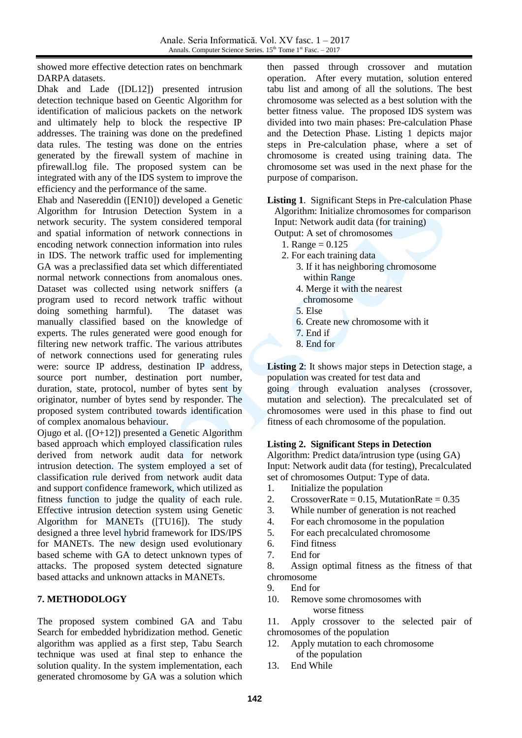showed more effective detection rates on benchmark DARPA datasets.

Dhak and Lade ([DL12]) presented intrusion detection technique based on Geentic Algorithm for identification of malicious packets on the network and ultimately help to block the respective IP addresses. The training was done on the predefined data rules. The testing was done on the entries generated by the firewall system of machine in pfirewall.log file. The proposed system can be integrated with any of the IDS system to improve the efficiency and the performance of the same.

Ehab and Nasereddin ([EN10]) developed a Genetic Algorithm for Intrusion Detection System in a network security. The system considered temporal and spatial information of network connections in encoding network connection information into rules in IDS. The network traffic used for implementing GA was a preclassified data set which differentiated normal network connections from anomalous ones. Dataset was collected using network sniffers (a program used to record network traffic without doing something harmful). The dataset was manually classified based on the knowledge of experts. The rules generated were good enough for filtering new network traffic. The various attributes of network connections used for generating rules were: source IP address, destination IP address, source port number, destination port number, duration, state, protocol, number of bytes sent by originator, number of bytes send by responder. The proposed system contributed towards identification of complex anomalous behaviour.

Ojugo et al. ([O+12]) presented a Genetic Algorithm based approach which employed classification rules derived from network audit data for network intrusion detection. The system employed a set of classification rule derived from network audit data and support confidence framework, which utilized as fitness function to judge the quality of each rule. Effective intrusion detection system using Genetic Algorithm for MANETs ([TU16]). The study designed a three level hybrid framework for IDS/IPS for MANETs. The new design used evolutionary based scheme with GA to detect unknown types of attacks. The proposed system detected signature based attacks and unknown attacks in MANETs.

## 7. METHODOLOGY

The proposed system combined GA and Tabu Search for embedded hybridization method. Genetic algorithm was applied as a first step, Tabu Search technique was used at final step to enhance the solution quality. In the system implementation, each generated chromosome by GA was a solution which then passed through crossover and mutation operation. After every mutation, solution entered tabu list and among of all the solutions. The best chromosome was selected as a best solution with the better fitness value. The proposed IDS system was divided into two main phases: Pre-calculation Phase and the Detection Phase. Listing 1 depicts major steps in Pre-calculation phase, where a set of chromosome is created using training data. The chromosome set was used in the next phase for the purpose of comparison.

**Listing 1**. Significant Steps in Pre-calculation Phase

```
Algorithm: Initialize chromosomes for comparison
Input: Network audit data (for training)
Output: A set of chromosomes
  1. Range = 0.125
  2. For each training data
      3. If it has neighboring chromosome
         within Range
      4. Merge it with the nearest
         chromosome
      5. Else
      6. Create new chromosome with it
      7. End if
      8. End for
```

**Listing 2**: It shows major steps in Detection stage, a population was created for test data and going through evaluation analyses (crossover, mutation and selection). The precalculated set of chromosomes were used in this phase to find out fitness of each chromosome of the population.

**Listing 2. Significant Steps in Detection**

```
Algorithm: Predict data/intrusion type (using GA)
Input: Network audit data (for testing), Precalculated
set of chromosomes Output: Type of data.
1.   Initialize the population
2.   CrossoverRate = 0.15, MutationRate = 0.35
3.   While number of generation is not reached
4.   For each chromosome in the population
5.   For each precalculated chromosome
6.   Find fitness
7.   End for
8.   Assign optimal fitness as the fitness of that
chromosome
9.   End for
10.  Remove some chromosomes with
        worse fitness
11.  Apply crossover to the selected pair of
chromosomes of the population
12.  Apply mutation to each chromosome
        of the population
13.  End While
```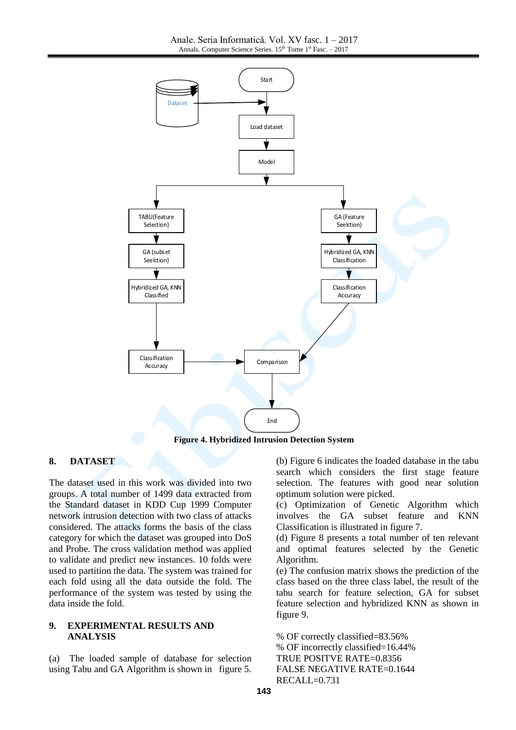Figure 4. Hybridized Intrusion Detection System

## 8. DATASET

The dataset used in this work was divided into two groups. A total number of 1499 data extracted from the Standard dataset in KDD Cup 1999 Computer network intrusion detection with two class of attacks considered. The attacks forms the basis of the class category for which the dataset was grouped into DoS and Probe. The cross validation method was applied to validate and predict new instances. 10 folds were used to partition the data. The system was trained for each fold using all the data outside the fold. The performance of the system was tested by using the data inside the fold.

## 9. EXPERIMENTAL RESULTS AND ANALYSIS

(a) The loaded sample of database for selection using Tabu and GA Algorithm is shown in figure 5.

(b) Figure 6 indicates the loaded database in the tabu search which considers the first stage feature selection. The features with good near solution optimum solution were picked.

(c) Optimization of Genetic Algorithm which involves the GA subset feature and KNN Classification is illustrated in figure 7.

(d) Figure 8 presents a total number of ten relevant and optimal features selected by the Genetic Algorithm.

(e) The confusion matrix shows the prediction of the class based on the three class label, the result of the tabu search for feature selection, GA for subset feature selection and hybridized KNN as shown in figure 9.

% OF correctly classified=83.56%
% OF incorrectly classified=16.44%
TRUE POSITVE RATE=0.8356
FALSE NEGATIVE RATE=0.1644
RECALL=0.731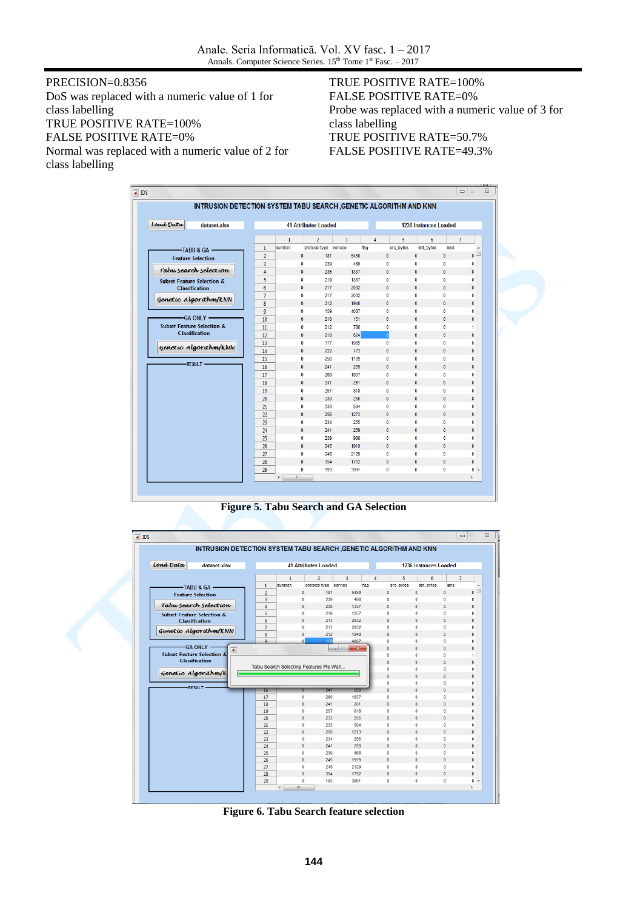PRECISION=0.8356
DoS was replaced with a numeric value of 1 for class labelling
TRUE POSITIVE RATE=100%
FALSE POSITIVE RATE=0%
Normal was replaced with a numeric value of 2 for class labelling
TRUE POSITIVE RATE=100%
FALSE POSITIVE RATE=0%
Probe was replaced with a numeric value of 3 for class labelling
TRUE POSITIVE RATE=50.7%
FALSE POSITIVE RATE=49.3%

**Figure 5. Tabu Search and GA Selection**

**Figure 6. Tabu Search feature selection**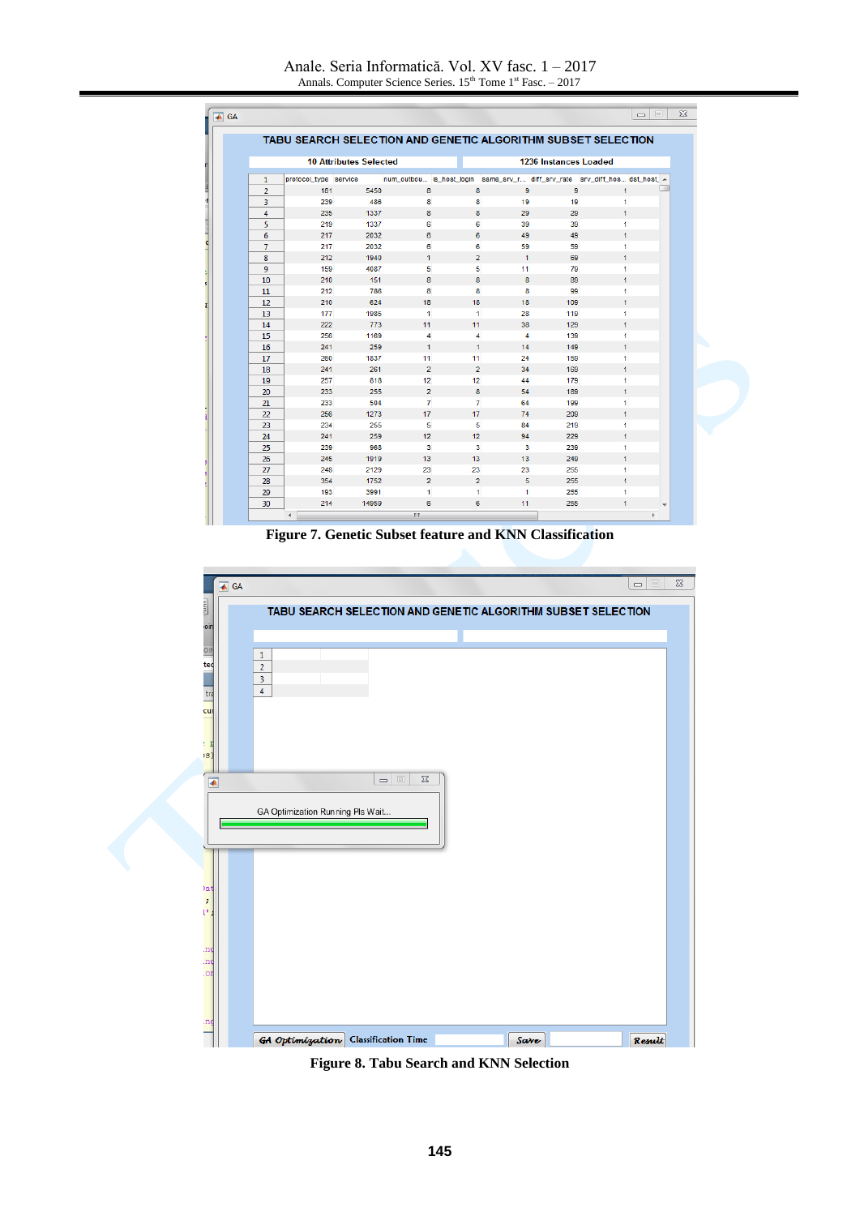Figure 7. Genetic Subset feature and KNN Classification

Figure 8. Tabu Search and KNN Selection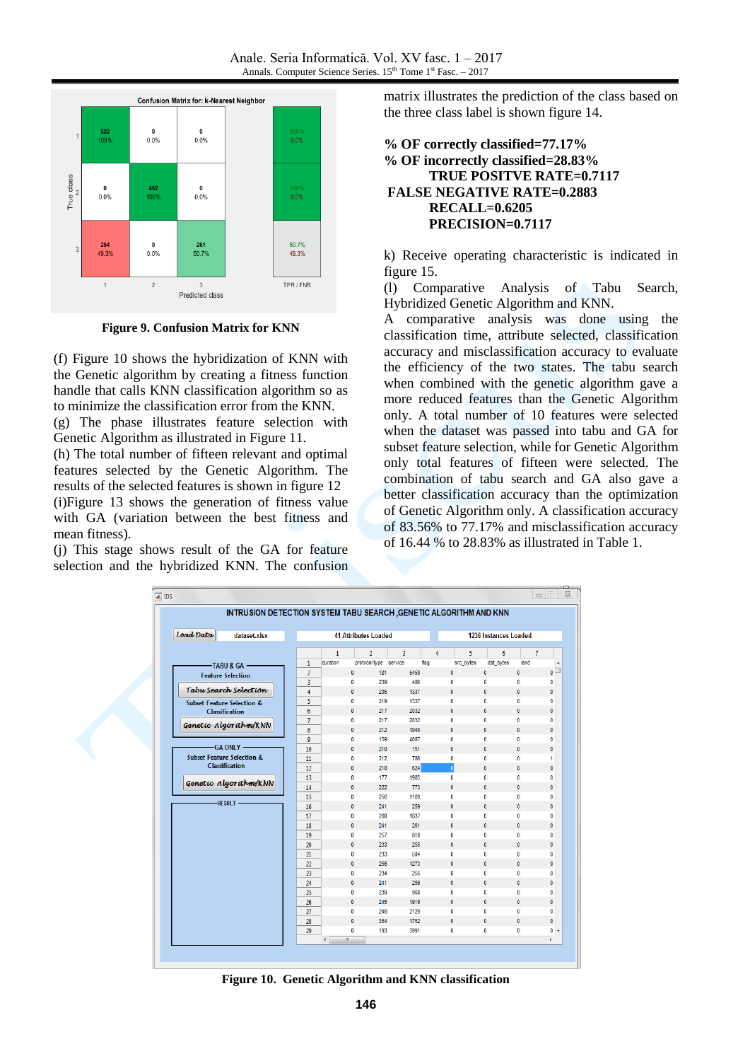**Figure 9. Confusion Matrix for KNN**

(f) Figure 10 shows the hybridization of KNN with the Genetic algorithm by creating a fitness function handle that calls KNN classification algorithm so as to minimize the classification error from the KNN.

(g) The phase illustrates feature selection with Genetic Algorithm as illustrated in Figure 11.

(h) The total number of fifteen relevant and optimal features selected by the Genetic Algorithm. The results of the selected features is shown in figure 12

(i)Figure 13 shows the generation of fitness value with GA (variation between the best fitness and mean fitness).

(j) This stage shows result of the GA for feature selection and the hybridized KNN. The confusion matrix illustrates the prediction of the class based on the three class label is shown figure 14.

**% OF correctly classified=77.17%**
**% OF incorrectly classified=28.83%**
**TRUE POSITVE RATE=0.7117**
**FALSE NEGATIVE RATE=0.2883**
**RECALL=0.6205**
**PRECISION=0.7117**

k) Receive operating characteristic is indicated in figure 15.

(l) Comparative Analysis of Tabu Search, Hybridized Genetic Algorithm and KNN.

A comparative analysis was done using the classification time, attribute selected, classification accuracy and misclassification accuracy to evaluate the efficiency of the two states. The tabu search when combined with the genetic algorithm gave a more reduced features than the Genetic Algorithm only. A total number of 10 features were selected when the dataset was passed into tabu and GA for subset feature selection, while for Genetic Algorithm only total features of fifteen were selected. The combination of tabu search and GA also gave a better classification accuracy than the optimization of Genetic Algorithm only. A classification accuracy of 83.56% to 77.17% and misclassification accuracy of 16.44 % to 28.83% as illustrated in Table 1.

**Figure 10. Genetic Algorithm and KNN classification**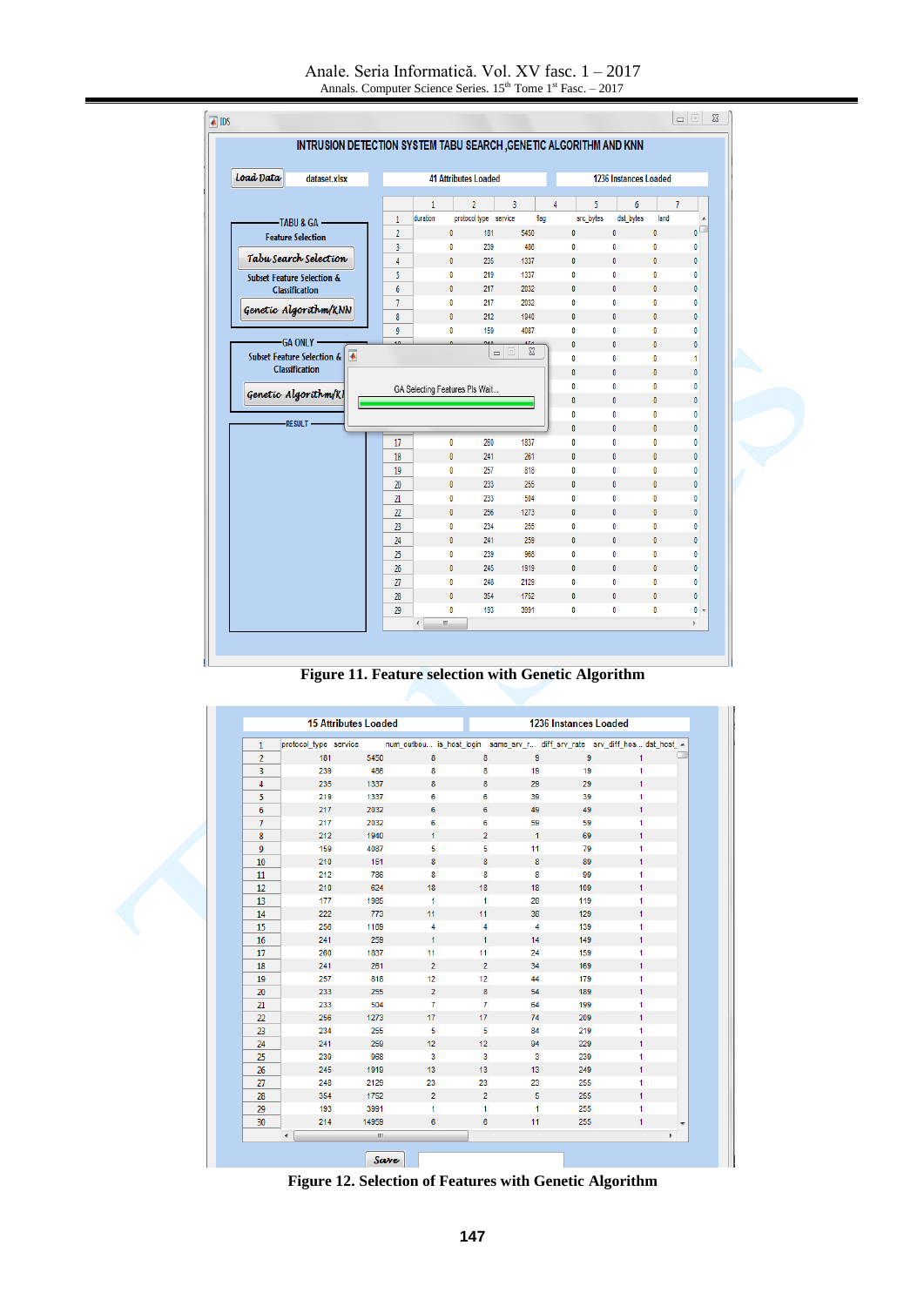Figure 11. Feature selection with Genetic Algorithm

Figure 12. Selection of Features with Genetic Algorithm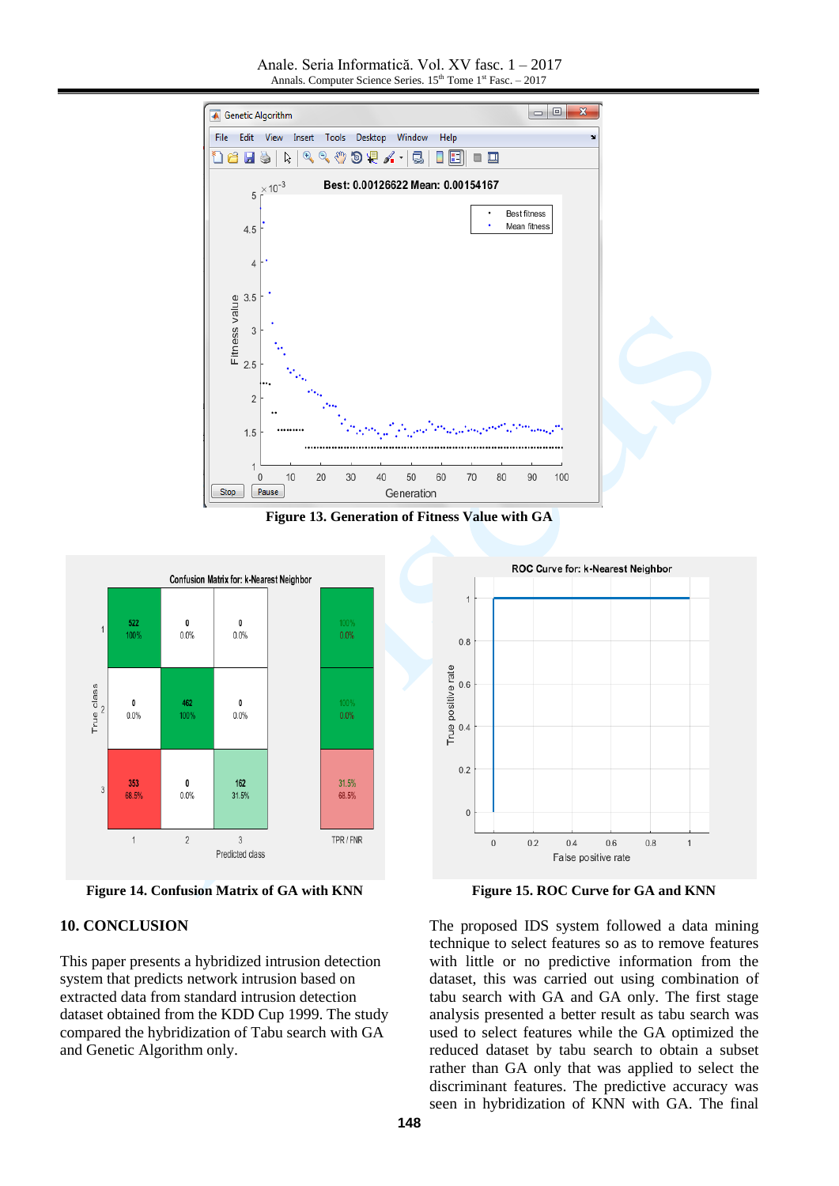Figure 13. Generation of Fitness Value with GA

Figure 14. Confusion Matrix of GA with KNN

Figure 15. ROC Curve for GA and KNN

## 10. CONCLUSION

This paper presents a hybridized intrusion detection system that predicts network intrusion based on extracted data from standard intrusion detection dataset obtained from the KDD Cup 1999. The study compared the hybridization of Tabu search with GA and Genetic Algorithm only.

The proposed IDS system followed a data mining technique to select features so as to remove features with little or no predictive information from the dataset, this was carried out using combination of tabu search with GA and GA only. The first stage analysis presented a better result as tabu search was used to select features while the GA optimized the reduced dataset by tabu search to obtain a subset rather than GA only that was applied to select the discriminant features. The predictive accuracy was seen in hybridization of KNN with GA. The final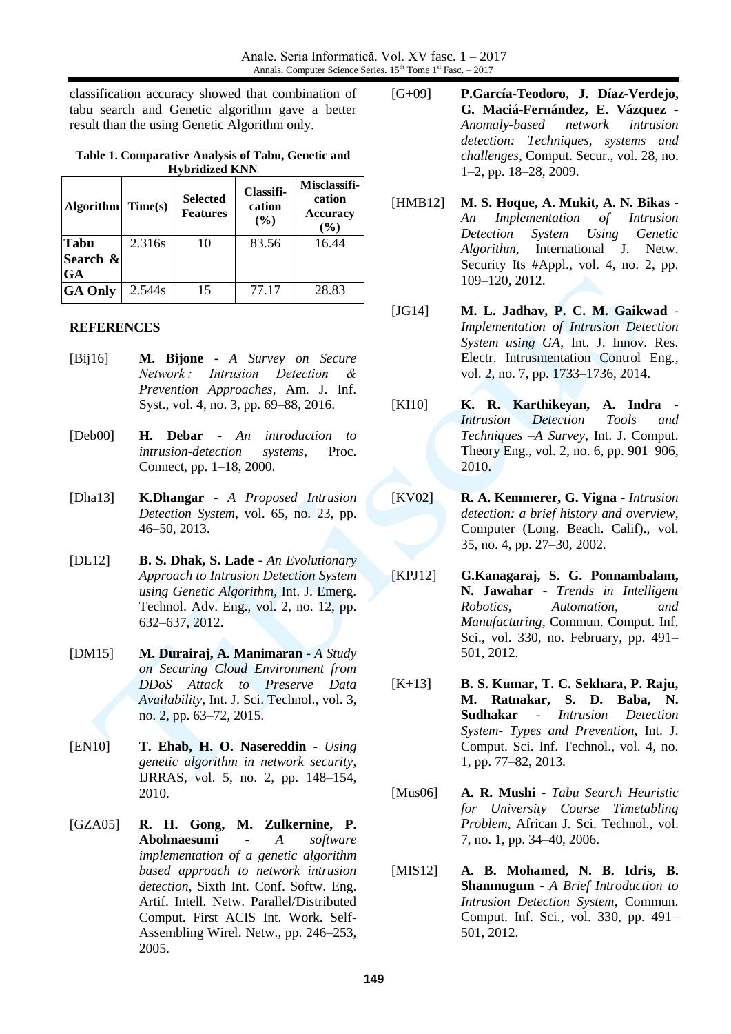classification accuracy showed that combination of tabu search and Genetic algorithm gave a better result than the using Genetic Algorithm only.

**Table 1. Comparative Analysis of Tabu, Genetic and Hybridized KNN**

| Algorithm | Time(s) | Selected Features | Classification (%) | Misclassification Accuracy (%) |
|---|---|---|---|---|
| **Tabu Search & GA** | 2.316s | 10 | 83.56 | 16.44 |
| **GA Only** | 2.544s | 15 | 77.17 | 28.83 |

## REFERENCES

[Bij16] **M. Bijone** - *A Survey on Secure Network : Intrusion Detection & Prevention Approaches*, Am. J. Inf. Syst., vol. 4, no. 3, pp. 69–88, 2016.

[Deb00] **H. Debar** - *An introduction to intrusion-detection systems*, Proc. Connect, pp. 1–18, 2000.

[Dha13] **K.Dhangar** - *A Proposed Intrusion Detection System*, vol. 65, no. 23, pp. 46–50, 2013.

[DL12] **B. S. Dhak, S. Lade** - *An Evolutionary Approach to Intrusion Detection System using Genetic Algorithm*, Int. J. Emerg. Technol. Adv. Eng., vol. 2, no. 12, pp. 632–637, 2012.

[DM15] **M. Durairaj, A. Manimaran** - *A Study on Securing Cloud Environment from DDoS Attack to Preserve Data Availability*, Int. J. Sci. Technol., vol. 3, no. 2, pp. 63–72, 2015.

[EN10] **T. Ehab, H. O. Nasereddin** - *Using genetic algorithm in network security*, IJRRAS, vol. 5, no. 2, pp. 148–154, 2010.

[GZA05] **R. H. Gong, M. Zulkernine, P. Abolmaesumi** - *A software implementation of a genetic algorithm based approach to network intrusion detection*, Sixth Int. Conf. Softw. Eng. Artif. Intell. Netw. Parallel/Distributed Comput. First ACIS Int. Work. Self-Assembling Wirel. Netw., pp. 246–253, 2005.

[G+09] **P.García-Teodoro, J. Díaz-Verdejo, G. Maciá-Fernández, E. Vázquez** - *Anomaly-based network intrusion detection: Techniques, systems and challenges*, Comput. Secur., vol. 28, no. 1–2, pp. 18–28, 2009.

[HMB12] **M. S. Hoque, A. Mukit, A. N. Bikas** - *An Implementation of Intrusion Detection System Using Genetic Algorithm*, International J. Netw. Security Its #Appl., vol. 4, no. 2, pp. 109–120, 2012.

[JG14] **M. L. Jadhav, P. C. M. Gaikwad** - *Implementation of Intrusion Detection System using GA*, Int. J. Innov. Res. Electr. Intrusmentation Control Eng., vol. 2, no. 7, pp. 1733–1736, 2014.

[KI10] **K. R. Karthikeyan, A. Indra** - *Intrusion Detection Tools and Techniques –A Survey*, Int. J. Comput. Theory Eng., vol. 2, no. 6, pp. 901–906, 2010.

[KV02] **R. A. Kemmerer, G. Vigna** - *Intrusion detection: a brief history and overview*, Computer (Long. Beach. Calif)., vol. 35, no. 4, pp. 27–30, 2002.

[KPJ12] **G.Kanagaraj, S. G. Ponnambalam, N. Jawahar** - *Trends in Intelligent Robotics, Automation, and Manufacturing*, Commun. Comput. Inf. Sci., vol. 330, no. February, pp. 491–501, 2012.

[K+13] **B. S. Kumar, T. C. Sekhara, P. Raju, M. Ratnakar, S. D. Baba, N. Sudhakar** - *Intrusion Detection System- Types and Prevention*, Int. J. Comput. Sci. Inf. Technol., vol. 4, no. 1, pp. 77–82, 2013.

[Mus06] **A. R. Mushi** - *Tabu Search Heuristic for University Course Timetabling Problem*, African J. Sci. Technol., vol. 7, no. 1, pp. 34–40, 2006.

[MIS12] **A. B. Mohamed, N. B. Idris, B. Shanmugum** - *A Brief Introduction to Intrusion Detection System*, Commun. Comput. Inf. Sci., vol. 330, pp. 491–501, 2012.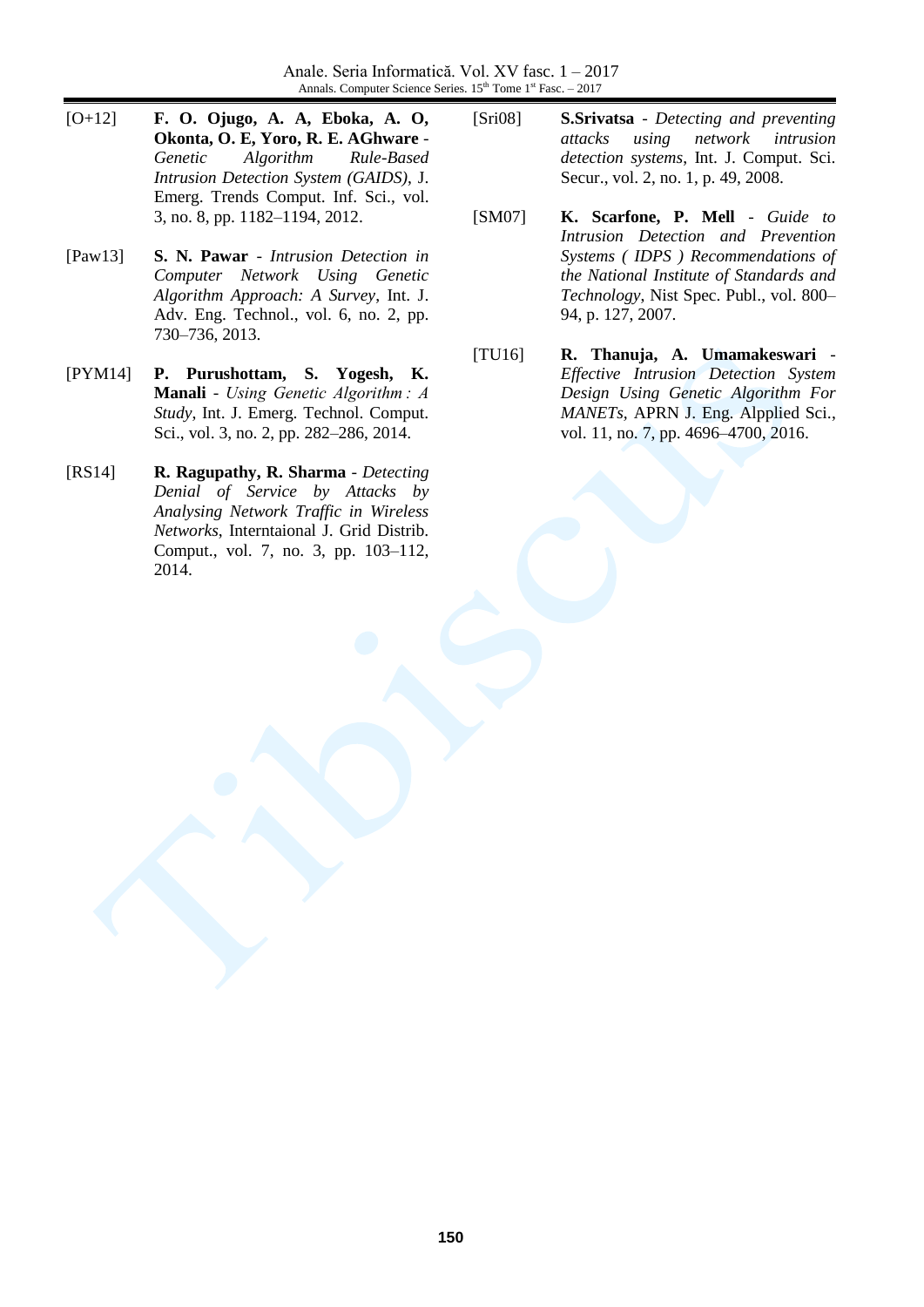[O+12] **F. O. Ojugo, A. A, Eboka, A. O, Okonta, O. E, Yoro, R. E. AGhware** - *Genetic Algorithm Rule-Based Intrusion Detection System (GAIDS)*, J. Emerg. Trends Comput. Inf. Sci., vol. 3, no. 8, pp. 1182–1194, 2012.

[Paw13] **S. N. Pawar** - *Intrusion Detection in Computer Network Using Genetic Algorithm Approach: A Survey*, Int. J. Adv. Eng. Technol., vol. 6, no. 2, pp. 730–736, 2013.

[PYM14] **P. Purushottam, S. Yogesh, K. Manali** - *Using Genetic Algorithm : A Study*, Int. J. Emerg. Technol. Comput. Sci., vol. 3, no. 2, pp. 282–286, 2014.

[RS14] **R. Ragupathy, R. Sharma** - *Detecting Denial of Service by Attacks by Analysing Network Traffic in Wireless Networks*, Interntaional J. Grid Distrib. Comput., vol. 7, no. 3, pp. 103–112, 2014.

[Sri08] **S.Srivatsa** - *Detecting and preventing attacks using network intrusion detection systems*, Int. J. Comput. Sci. Secur., vol. 2, no. 1, p. 49, 2008.

[SM07] **K. Scarfone, P. Mell** - *Guide to Intrusion Detection and Prevention Systems ( IDPS ) Recommendations of the National Institute of Standards and Technology*, Nist Spec. Publ., vol. 800–94, p. 127, 2007.

[TU16] **R. Thanuja, A. Umamakeswari** - *Effective Intrusion Detection System Design Using Genetic Algorithm For MANETs*, APRN J. Eng. Alpplied Sci., vol. 11, no. 7, pp. 4696–4700, 2016.